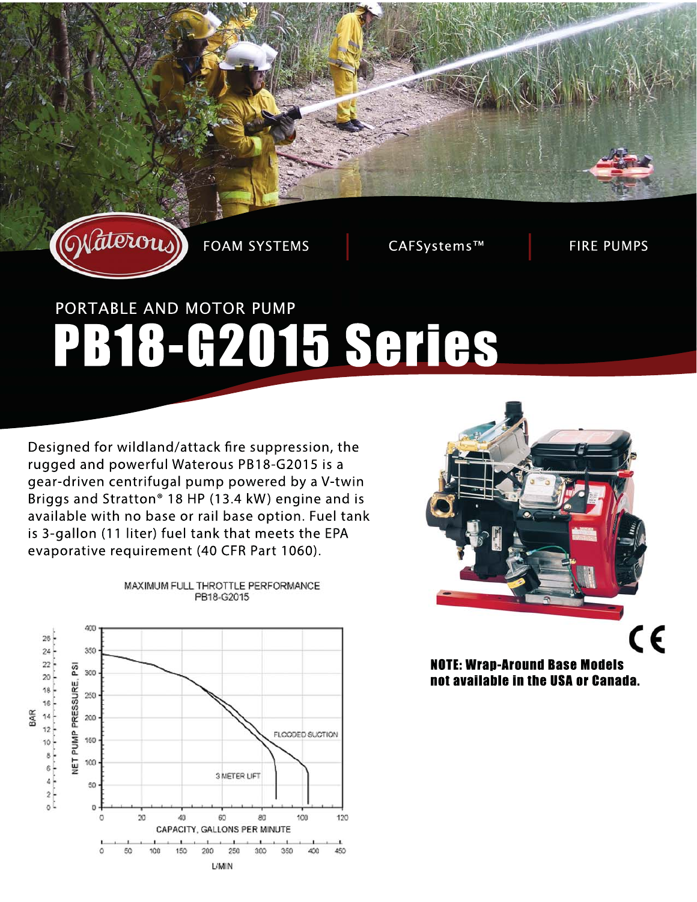FOAM SYSTEMS | CAFSystems™ | FIRE PUMPS

PORTABLE AND MOTOR PUMP

# PB18-G2015 Series

Designed for wildland/attack fire suppression, the rugged and powerful Waterous PB18-G2015 is a gear-driven centrifugal pump powered by a V-twin Briggs and Stratton® 18 HP (13.4 kW) engine and is available with no base or rail base option. Fuel tank is 3-gallon (11 liter) fuel tank that meets the EPA evaporative requirement (40 CFR Part 1060).

MAXIMUM FULL THROTTLE PERFORMANCE
PB18-G2015

**NOTE: Wrap-Around Base Models not available in the USA or Canada.**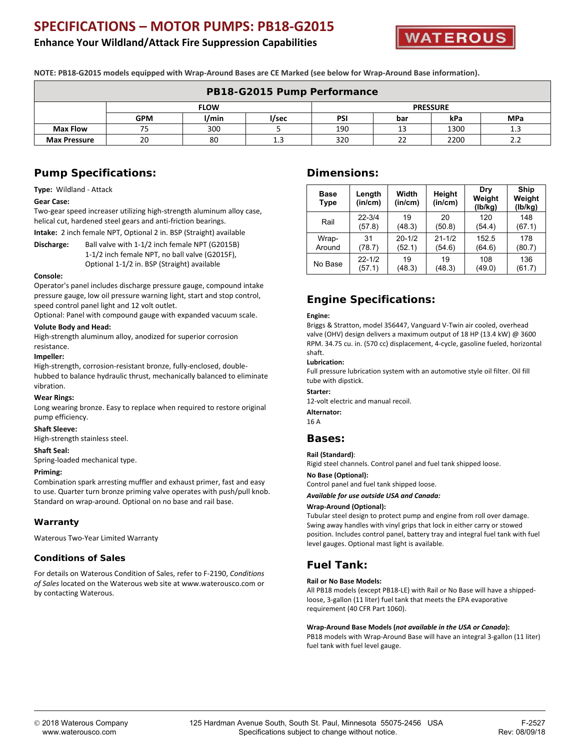# SPECIFICATIONS – MOTOR PUMPS: PB18-G2015

## Enhance Your Wildland/Attack Fire Suppression Capabilities

WATEROUS

**NOTE: PB18-G2015 models equipped with Wrap-Around Bases are CE Marked (see below for Wrap-Around Base information).**

| PB18-G2015 Pump Performance | | | | | | | |
|---|---|---|---|---|---|---|---|
| | FLOW | | | PRESSURE | | | |
| | GPM | l/min | l/sec | PSI | bar | kPa | MPa |
| **Max Flow** | 75 | 300 | 5 | 190 | 13 | 1300 | 1.3 |
| **Max Pressure** | 20 | 80 | 1.3 | 320 | 22 | 2200 | 2.2 |

## Pump Specifications:

**Type:** Wildland - Attack

**Gear Case:**
Two-gear speed increaser utilizing high-strength aluminum alloy case, helical cut, hardened steel gears and anti-friction bearings.

**Intake:** 2 inch female NPT, Optional 2 in. BSP (Straight) available

**Discharge:** Ball valve with 1-1/2 inch female NPT (G2015B)
1-1/2 inch female NPT, no ball valve (G2015F),
Optional 1-1/2 in. BSP (Straight) available

**Console:**
Operator's panel includes discharge pressure gauge, compound intake pressure gauge, low oil pressure warning light, start and stop control, speed control panel light and 12 volt outlet.
Optional: Panel with compound gauge with expanded vacuum scale.

**Volute Body and Head:**
High-strength aluminum alloy, anodized for superior corrosion resistance.

**Impeller:**
High-strength, corrosion-resistant bronze, fully-enclosed, double-hubbed to balance hydraulic thrust, mechanically balanced to eliminate vibration.

**Wear Rings:**
Long wearing bronze. Easy to replace when required to restore original pump efficiency.

**Shaft Sleeve:**
High-strength stainless steel.

**Shaft Seal:**
Spring-loaded mechanical type.

**Priming:**
Combination spark arresting muffler and exhaust primer, fast and easy to use. Quarter turn bronze priming valve operates with push/pull knob. Standard on wrap-around. Optional on no base and rail base.

### Warranty

Waterous Two-Year Limited Warranty

### Conditions of Sales

For details on Waterous Condition of Sales, refer to F-2190, *Conditions of Sales* located on the Waterous web site at www.waterousco.com or by contacting Waterous.

## Dimensions:

| Base Type | Length (in/cm) | Width (in/cm) | Height (in/cm) | Dry Weight (lb/kg) | Ship Weight (lb/kg) |
|---|---|---|---|---|---|
| Rail | 22-3/4 (57.8) | 19 (48.3) | 20 (50.8) | 120 (54.4) | 148 (67.1) |
| Wrap-Around | 31 (78.7) | 20-1/2 (52.1) | 21-1/2 (54.6) | 152.5 (64.6) | 178 (80.7) |
| No Base | 22-1/2 (57.1) | 19 (48.3) | 19 (48.3) | 108 (49.0) | 136 (61.7) |

## Engine Specifications:

**Engine:**
Briggs & Stratton, model 356447, Vanguard V-Twin air cooled, overhead valve (OHV) design delivers a maximum output of 18 HP (13.4 kW) @ 3600 RPM. 34.75 cu. in. (570 cc) displacement, 4-cycle, gasoline fueled, horizontal shaft.

**Lubrication:**
Full pressure lubrication system with an automotive style oil filter. Oil fill tube with dipstick.

**Starter:**
12-volt electric and manual recoil.

**Alternator:**
16 A

## Bases:

**Rail (Standard)**:
Rigid steel channels. Control panel and fuel tank shipped loose.

**No Base (Optional):**
Control panel and fuel tank shipped loose.

***Available for use outside USA and Canada:***

**Wrap-Around (Optional):**
Tubular steel design to protect pump and engine from roll over damage. Swing away handles with vinyl grips that lock in either carry or stowed position. Includes control panel, battery tray and integral fuel tank with fuel level gauges. Optional mast light is available.

## Fuel Tank:

**Rail or No Base Models:**
All PB18 models (except PB18-LE) with Rail or No Base will have a shipped-loose, 3-gallon (11 liter) fuel tank that meets the EPA evaporative requirement (40 CFR Part 1060).

**Wrap-Around Base Models (*not available in the USA or Canada*):**
PB18 models with Wrap-Around Base will have an integral 3-gallon (11 liter) fuel tank with fuel level gauge.

© 2018 Waterous Company
www.waterousco.com

125 Hardman Avenue South, South St. Paul, Minnesota 55075-2456 USA
Specifications subject to change without notice.

F-2527
Rev: 08/09/18